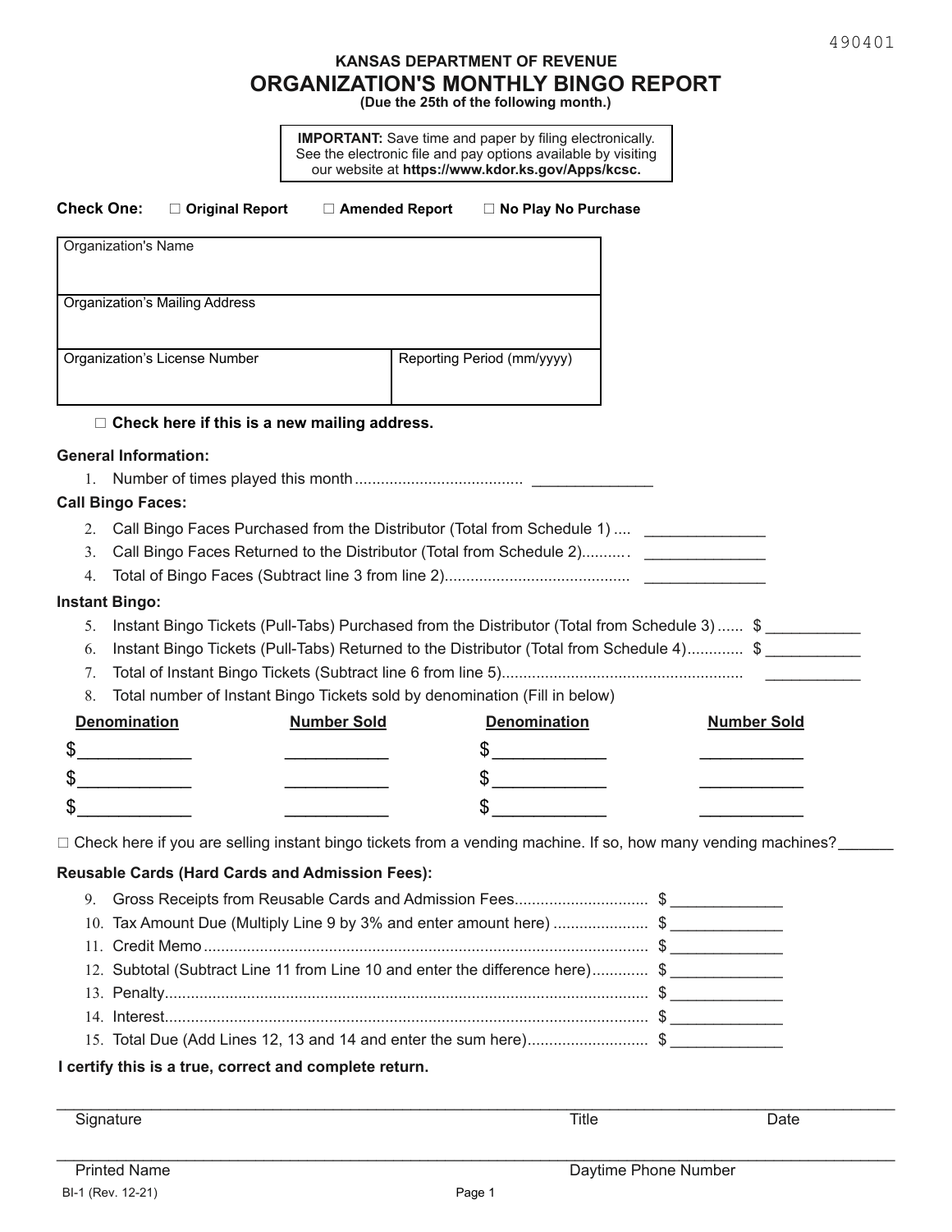490401

**KANSAS DEPARTMENT OF REVENUE**

# ORGANIZATION'S MONTHLY BINGO REPORT

**(Due the 25th of the following month.)**

**IMPORTANT:** Save time and paper by filing electronically. See the electronic file and pay options available by visiting our website at **https://www.kdor.ks.gov/Apps/kcsc.**

**Check One:** ☐ **Original Report** ☐ **Amended Report** ☐ **No Play No Purchase**

| Organization's Name | |
|---|---|
| Organization's Mailing Address | |
| Organization's License Number | Reporting Period (mm/yyyy) |

☐ **Check here if this is a new mailing address.**

**General Information:**

1. Number of times played this month ....................................... ______________

**Call Bingo Faces:**

2. Call Bingo Faces Purchased from the Distributor (Total from Schedule 1) .... ______________
3. Call Bingo Faces Returned to the Distributor (Total from Schedule 2)........... ______________
4. Total of Bingo Faces (Subtract line 3 from line 2)........................................... ______________

**Instant Bingo:**

5. Instant Bingo Tickets (Pull-Tabs) Purchased from the Distributor (Total from Schedule 3) ...... $ ___________
6. Instant Bingo Tickets (Pull-Tabs) Returned to the Distributor (Total from Schedule 4)............. $ ___________
7. Total of Instant Bingo Tickets (Subtract line 6 from line 5)....................................................... ___________
8. Total number of Instant Bingo Tickets sold by denomination (Fill in below)

| **Denomination** | **Number Sold** | **Denomination** | **Number Sold** |
|---|---|---|---|
| $____________ | ___________ | $____________ | ___________ |
| $____________ | ___________ | $____________ | ___________ |
| $____________ | ___________ | $____________ | ___________ |

☐ Check here if you are selling instant bingo tickets from a vending machine. If so, how many vending machines?______

**Reusable Cards (Hard Cards and Admission Fees):**

9. Gross Receipts from Reusable Cards and Admission Fees.............................. $ _____________
10. Tax Amount Due (Multiply Line 9 by 3% and enter amount here) ...................... $ _____________
11. Credit Memo ....................................................................................................... $ _____________
12. Subtotal (Subtract Line 11 from Line 10 and enter the difference here)............. $ _____________
13. Penalty................................................................................................................ $ _____________
14. Interest................................................................................................................ $ _____________
15. Total Due (Add Lines 12, 13 and 14 and enter the sum here)............................ $ _____________

**I certify this is a true, correct and complete return.**

______________________________________________________________________

Signature | Title | Date

______________________________________________________________________

Printed Name | Daytime Phone Number

BI-1 (Rev. 12-21)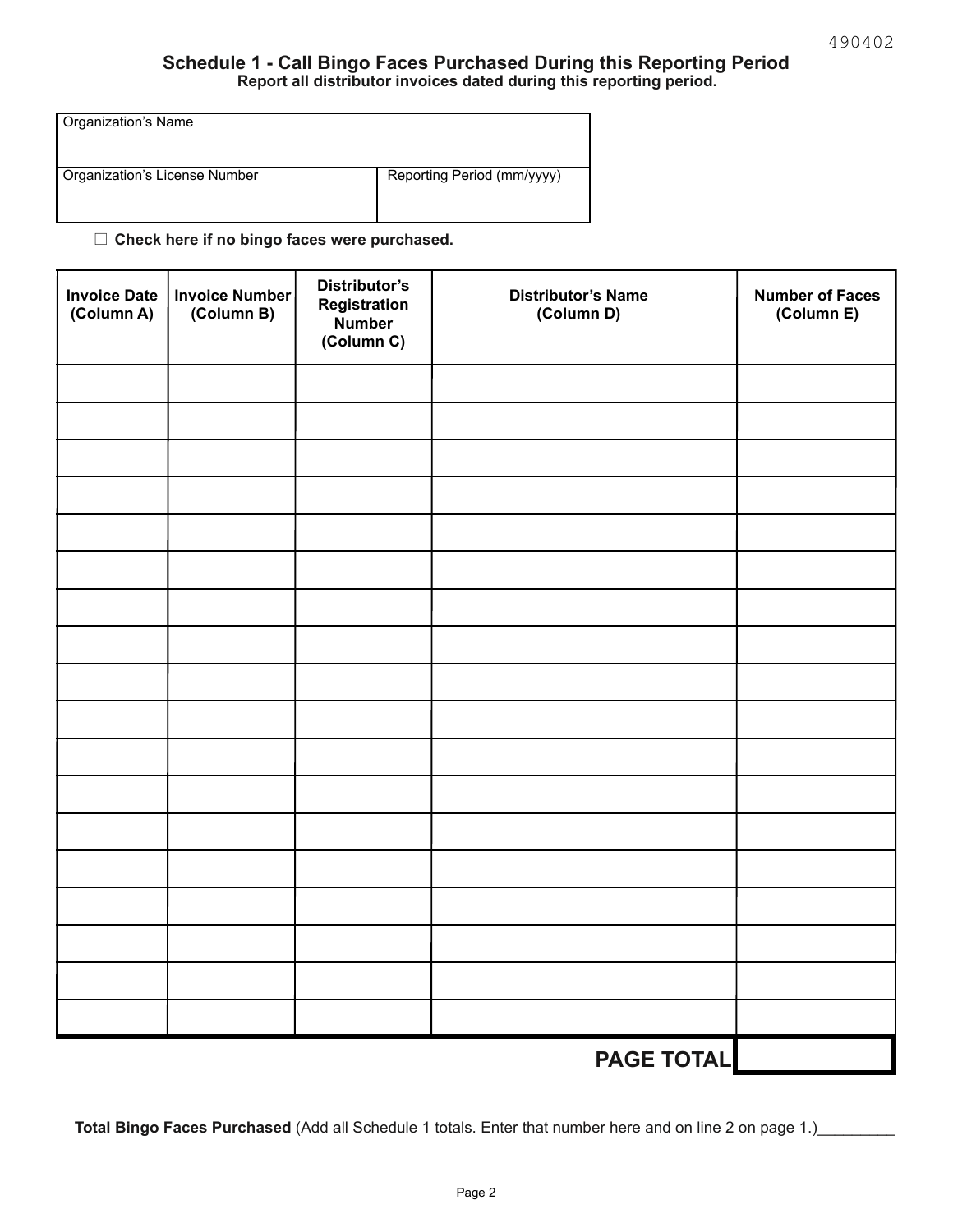490402

## Schedule 1 - Call Bingo Faces Purchased During this Reporting Period

**Report all distributor invoices dated during this reporting period.**

| Organization's Name | |
|---|---|
| | |
| **Organization's License Number** | **Reporting Period (mm/yyyy)** |
| | |

☐ **Check here if no bingo faces were purchased.**

| Invoice Date (Column A) | Invoice Number (Column B) | Distributor's Registration Number (Column C) | Distributor's Name (Column D) | Number of Faces (Column E) |
|---|---|---|---|---|
| | | | | |
| | | | | |
| | | | | |
| | | | | |
| | | | | |
| | | | | |
| | | | | |
| | | | | |
| | | | | |
| | | | | |
| | | | | |
| | | | | |
| | | | | |
| | | | | |
| | | | | |
| | | | | |
| | | | | |
| | | | | |
| | | | **PAGE TOTAL** | |

**Total Bingo Faces Purchased** (Add all Schedule 1 totals. Enter that number here and on line 2 on page 1.)_________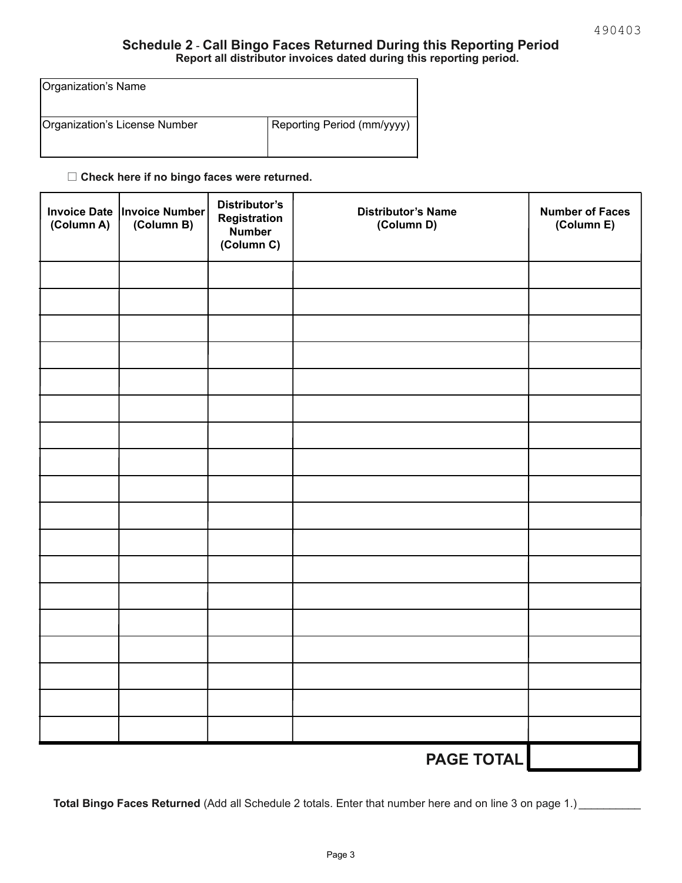490403

## Schedule 2 - Call Bingo Faces Returned During this Reporting Period

**Report all distributor invoices dated during this reporting period.**

| Organization's Name | |
|---|---|
| Organization's License Number | Reporting Period (mm/yyyy) |

☐ **Check here if no bingo faces were returned.**

| Invoice Date (Column A) | Invoice Number (Column B) | Distributor's Registration Number (Column C) | Distributor's Name (Column D) | Number of Faces (Column E) |
|---|---|---|---|---|
| | | | | |
| | | | | |
| | | | | |
| | | | | |
| | | | | |
| | | | | |
| | | | | |
| | | | | |
| | | | | |
| | | | | |
| | | | | |
| | | | | |
| | | | | |
| | | | | |
| | | | | |
| | | | | |
| | | | | |
| | | | | |
| | | | **PAGE TOTAL** | |

**Total Bingo Faces Returned** (Add all Schedule 2 totals. Enter that number here and on line 3 on page 1.) __________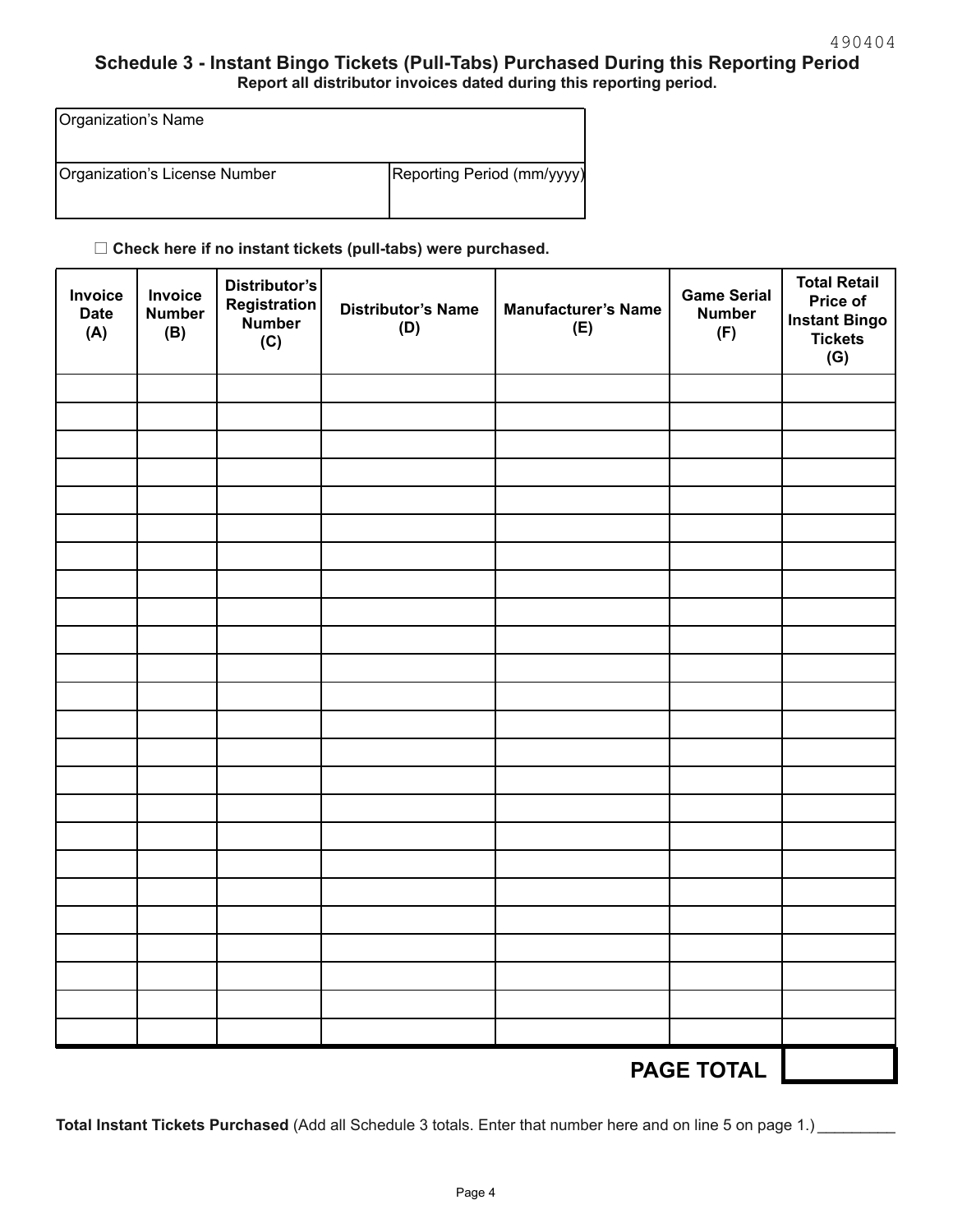490404

## Schedule 3 - Instant Bingo Tickets (Pull-Tabs) Purchased During this Reporting Period

**Report all distributor invoices dated during this reporting period.**

| Organization's Name | |
|---|---|
| Organization's License Number | Reporting Period (mm/yyyy) |

☐ **Check here if no instant tickets (pull-tabs) were purchased.**

| Invoice Date (A) | Invoice Number (B) | Distributor's Registration Number (C) | Distributor's Name (D) | Manufacturer's Name (E) | Game Serial Number (F) | Total Retail Price of Instant Bingo Tickets (G) |
|---|---|---|---|---|---|---|
| | | | | | | |
| | | | | | | |
| | | | | | | |
| | | | | | | |
| | | | | | | |
| | | | | | | |
| | | | | | | |
| | | | | | | |
| | | | | | | |
| | | | | | | |
| | | | | | | |
| | | | | | | |
| | | | | | | |
| | | | | | | |
| | | | | | | |
| | | | | | | |
| | | | | | | |
| | | | | | | |
| | | | | | | |
| | | | | | | |
| | | | | | | |
| | | | | | | |
| | | | | | | |
| | | | | | | |
| | | | | | **PAGE TOTAL** | |

**Total Instant Tickets Purchased** (Add all Schedule 3 totals. Enter that number here and on line 5 on page 1.) _________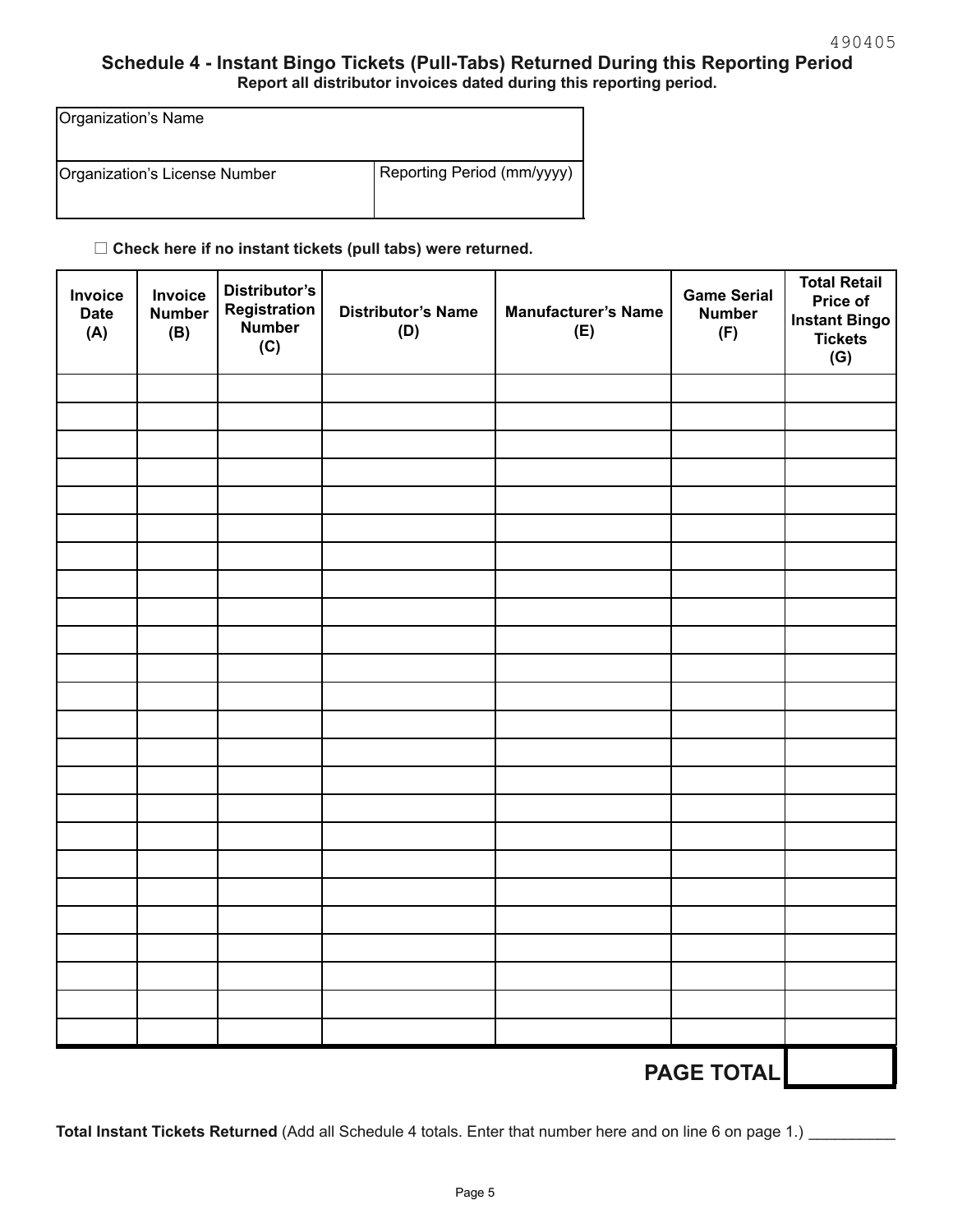490405

## Schedule 4 - Instant Bingo Tickets (Pull-Tabs) Returned During this Reporting Period

**Report all distributor invoices dated during this reporting period.**

| Organization's Name | |
|---|---|
| Organization's License Number | Reporting Period (mm/yyyy) |

☐ **Check here if no instant tickets (pull tabs) were returned.**

| Invoice Date (A) | Invoice Number (B) | Distributor's Registration Number (C) | Distributor's Name (D) | Manufacturer's Name (E) | Game Serial Number (F) | Total Retail Price of Instant Bingo Tickets (G) |
|---|---|---|---|---|---|---|
| | | | | | | |
| | | | | | | |
| | | | | | | |
| | | | | | | |
| | | | | | | |
| | | | | | | |
| | | | | | | |
| | | | | | | |
| | | | | | | |
| | | | | | | |
| | | | | | | |
| | | | | | | |
| | | | | | | |
| | | | | | | |
| | | | | | | |
| | | | | | | |
| | | | | | | |
| | | | | | | |
| | | | | | | |
| | | | | | | |
| | | | | | | |
| | | | | | | |
| | | | | | | |
| | | | | | | |
| | | | | | **PAGE TOTAL** | |

**Total Instant Tickets Returned** (Add all Schedule 4 totals. Enter that number here and on line 6 on page 1.) __________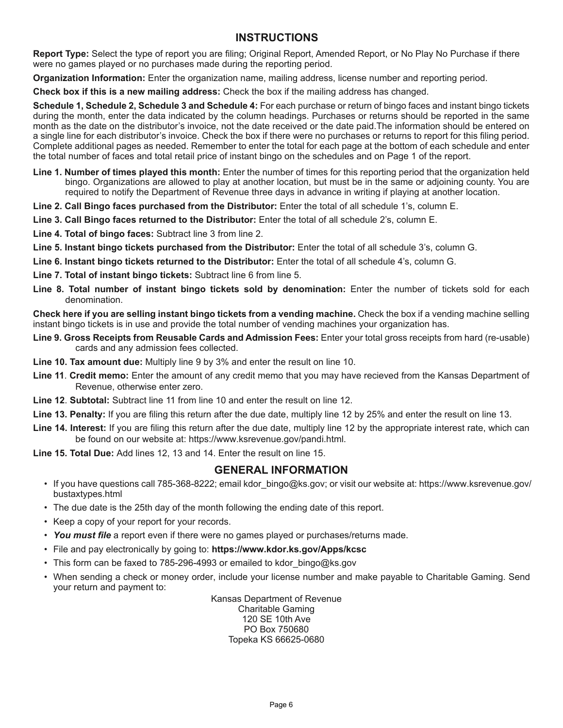## INSTRUCTIONS

**Report Type:** Select the type of report you are filing; Original Report, Amended Report, or No Play No Purchase if there were no games played or no purchases made during the reporting period.

**Organization Information:** Enter the organization name, mailing address, license number and reporting period.

**Check box if this is a new mailing address:** Check the box if the mailing address has changed.

**Schedule 1, Schedule 2, Schedule 3 and Schedule 4:** For each purchase or return of bingo faces and instant bingo tickets during the month, enter the data indicated by the column headings. Purchases or returns should be reported in the same month as the date on the distributor's invoice, not the date received or the date paid.The information should be entered on a single line for each distributor's invoice. Check the box if there were no purchases or returns to report for this filing period. Complete additional pages as needed. Remember to enter the total for each page at the bottom of each schedule and enter the total number of faces and total retail price of instant bingo on the schedules and on Page 1 of the report.

**Line 1. Number of times played this month:** Enter the number of times for this reporting period that the organization held bingo. Organizations are allowed to play at another location, but must be in the same or adjoining county. You are required to notify the Department of Revenue three days in advance in writing if playing at another location.

**Line 2. Call Bingo faces purchased from the Distributor:** Enter the total of all schedule 1's, column E.

**Line 3. Call Bingo faces returned to the Distributor:** Enter the total of all schedule 2's, column E.

**Line 4. Total of bingo faces:** Subtract line 3 from line 2.

**Line 5. Instant bingo tickets purchased from the Distributor:** Enter the total of all schedule 3's, column G.

**Line 6. Instant bingo tickets returned to the Distributor:** Enter the total of all schedule 4's, column G.

**Line 7. Total of instant bingo tickets:** Subtract line 6 from line 5.

**Line 8. Total number of instant bingo tickets sold by denomination:** Enter the number of tickets sold for each denomination.

**Check here if you are selling instant bingo tickets from a vending machine.** Check the box if a vending machine selling instant bingo tickets is in use and provide the total number of vending machines your organization has.

**Line 9. Gross Receipts from Reusable Cards and Admission Fees:** Enter your total gross receipts from hard (re-usable) cards and any admission fees collected.

**Line 10. Tax amount due:** Multiply line 9 by 3% and enter the result on line 10.

**Line 11**. **Credit memo:** Enter the amount of any credit memo that you may have recieved from the Kansas Department of Revenue, otherwise enter zero.

**Line 12**. **Subtotal:** Subtract line 11 from line 10 and enter the result on line 12.

**Line 13. Penalty:** If you are filing this return after the due date, multiply line 12 by 25% and enter the result on line 13.

**Line 14. Interest:** If you are filing this return after the due date, multiply line 12 by the appropriate interest rate, which can be found on our website at: https://www.ksrevenue.gov/pandi.html.

**Line 15. Total Due:** Add lines 12, 13 and 14. Enter the result on line 15.

## GENERAL INFORMATION

- If you have questions call 785-368-8222; email kdor_bingo@ks.gov; or visit our website at: https://www.ksrevenue.gov/bustaxtypes.html
- The due date is the 25th day of the month following the ending date of this report.
- Keep a copy of your report for your records.
- ***You must file*** a report even if there were no games played or purchases/returns made.
- File and pay electronically by going to: **https://www.kdor.ks.gov/Apps/kcsc**
- This form can be faxed to 785-296-4993 or emailed to kdor_bingo@ks.gov
- When sending a check or money order, include your license number and make payable to Charitable Gaming. Send your return and payment to:

Kansas Department of Revenue
Charitable Gaming
120 SE 10th Ave
PO Box 750680
Topeka KS 66625-0680